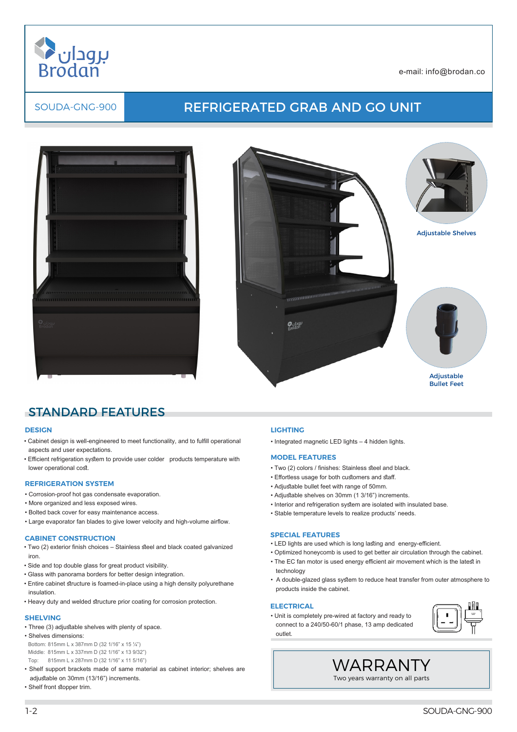برودان Brodan

e-mail: info@brodan.co

SOUDA-GNG-900

# REFRIGERATED GRAB AND GO UNIT

Adjustable Shelves

Adjustable Bullet Feet

## STANDARD FEATURES

### DESIGN

- Cabinet design is well-engineered to meet functionality, and to fulfill operational aspects and user expectations.
- Efficient refrigeration system to provide user colder products temperature with lower operational cost.

### REFRIGERATION SYSTEM

- Corrosion-proof hot gas condensate evaporation.
- More organized and less exposed wires.
- Bolted back cover for easy maintenance access.
- Large evaporator fan blades to give lower velocity and high-volume airflow.

### CABINET CONSTRUCTION

- Two (2) exterior finish choices – Stainless steel and black coated galvanized iron.
- Side and top double glass for great product visibility.
- Glass with panorama borders for better design integration.
- Entire cabinet structure is foamed-in-place using a high density polyurethane insulation.
- Heavy duty and welded structure prior coating for corrosion protection.

### SHELVING

- Three (3) adjustable shelves with plenty of space.
- Shelves dimensions:
  - Bottom: 815mm L x 387mm D (32 1/16" x 15 ¼")
  - Middle: 815mm L x 337mm D (32 1/16" x 13 9/32")
  - Top: 815mm L x 287mm D (32 1/16" x 11 5/16")
- Shelf support brackets made of same material as cabinet interior; shelves are adjustable on 30mm (13/16") increments.
- Shelf front stopper trim.

### LIGHTING

- Integrated magnetic LED lights – 4 hidden lights.

### MODEL FEATURES

- Two (2) colors / finishes: Stainless steel and black.
- Effortless usage for both customers and staff.
- Adjustable bullet feet with range of 50mm.
- Adjustable shelves on 30mm (1 3/16") increments.
- Interior and refrigeration system are isolated with insulated base.
- Stable temperature levels to realize products' needs.

### SPECIAL FEATURES

- LED lights are used which is long lasting and energy-efficient.
- Optimized honeycomb is used to get better air circulation through the cabinet.
- The EC fan motor is used energy efficient air movement which is the latest in technology
- A double-glazed glass system to reduce heat transfer from outer atmosphere to products inside the cabinet.

### ELECTRICAL

- Unit is completely pre-wired at factory and ready to connect to a 240/50-60/1 phase, 13 amp dedicated outlet.

## WARRANTY

Two years warranty on all parts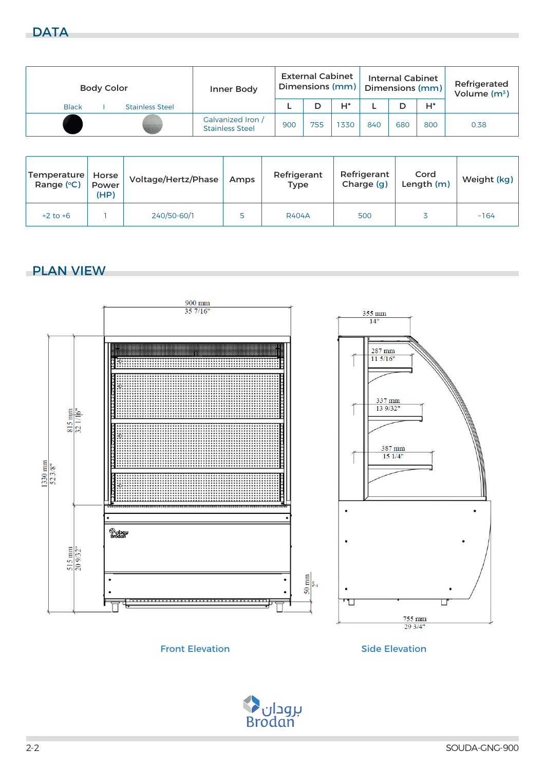## DATA

| Body Color | | Inner Body | External Cabinet Dimensions (mm) | | | Internal Cabinet Dimensions (mm) | | | Refrigerated Volume (m³) |
|---|---|---|---|---|---|---|---|---|---|
| Black | Stainless Steel | | L | D | H* | L | D | H* | |
| | | Galvanized Iron / Stainless Steel | 900 | 755 | 1330 | 840 | 680 | 800 | 0.38 |

| Temperature Range (°C) | Horse Power (HP) | Voltage/Hertz/Phase | Amps | Refrigerant Type | Refrigerant Charge (g) | Cord Length (m) | Weight (kg) |
|---|---|---|---|---|---|---|---|
| +2 to +6 | 1 | 240/50-60/1 | 5 | R404A | 500 | 3 | ~164 |

## PLAN VIEW

900 mm
35 7/16"
1330 mm
52 3/8"
815 mm
32 1/16"
515 mm
20 9/32"
50 mm
2"

Front Elevation

355 mm
14"
287 mm
11 5/16"
337 mm
13 9/32"
387 mm
15 1/4"
755 mm
29 3/4"

Side Elevation

بردان
Brodan

SOUDA-GNG-900